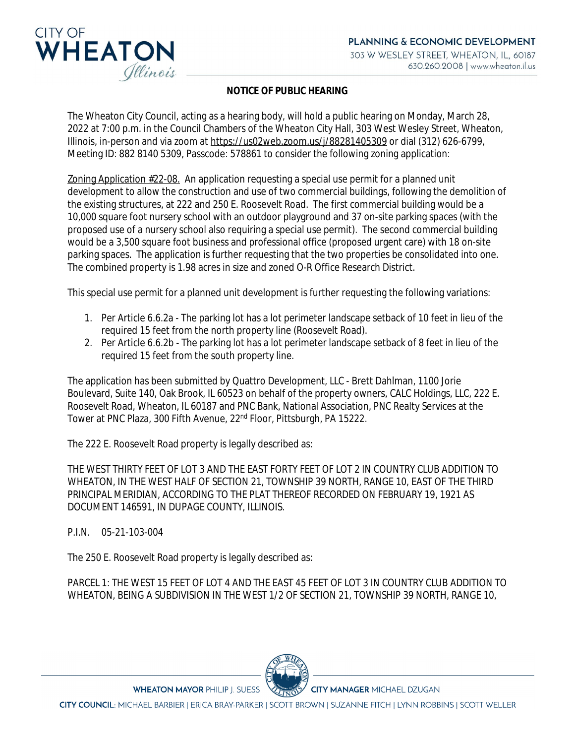**NOTICE OF PUBLIC HEARING**

The Wheaton City Council, acting as a hearing body, will hold a public hearing on Monday, March 28, 2022 at 7:00 p.m. in the Council Chambers of the Wheaton City Hall, 303 West Wesley Street, Wheaton, Illinois, in-person and via zoom at https://us02web.zoom.us/j/88281405309 or dial (312) 626-6799, Meeting ID: 882 8140 5309, Passcode: 578861 to consider the following zoning application:

Zoning Application #22-08. An application requesting a special use permit for a planned unit development to allow the construction and use of two commercial buildings, following the demolition of the existing structures, at 222 and 250 E. Roosevelt Road. The first commercial building would be a 10,000 square foot nursery school with an outdoor playground and 37 on-site parking spaces (with the proposed use of a nursery school also requiring a special use permit). The second commercial building would be a 3,500 square foot business and professional office (proposed urgent care) with 18 on-site parking spaces. The application is further requesting that the two properties be consolidated into one. The combined property is 1.98 acres in size and zoned O-R Office Research District.

This special use permit for a planned unit development is further requesting the following variations:

1. Per Article 6.6.2a - The parking lot has a lot perimeter landscape setback of 10 feet in lieu of the required 15 feet from the north property line (Roosevelt Road).
2. Per Article 6.6.2b - The parking lot has a lot perimeter landscape setback of 8 feet in lieu of the required 15 feet from the south property line.

The application has been submitted by Quattro Development, LLC - Brett Dahlman, 1100 Jorie Boulevard, Suite 140, Oak Brook, IL 60523 on behalf of the property owners, CALC Holdings, LLC, 222 E. Roosevelt Road, Wheaton, IL 60187 and PNC Bank, National Association, PNC Realty Services at the Tower at PNC Plaza, 300 Fifth Avenue, 22nd Floor, Pittsburgh, PA 15222.

The 222 E. Roosevelt Road property is legally described as:

THE WEST THIRTY FEET OF LOT 3 AND THE EAST FORTY FEET OF LOT 2 IN COUNTRY CLUB ADDITION TO WHEATON, IN THE WEST HALF OF SECTION 21, TOWNSHIP 39 NORTH, RANGE 10, EAST OF THE THIRD PRINCIPAL MERIDIAN, ACCORDING TO THE PLAT THEREOF RECORDED ON FEBRUARY 19, 1921 AS DOCUMENT 146591, IN DUPAGE COUNTY, ILLINOIS.

P.I.N. 05-21-103-004

The 250 E. Roosevelt Road property is legally described as:

PARCEL 1: THE WEST 15 FEET OF LOT 4 AND THE EAST 45 FEET OF LOT 3 IN COUNTRY CLUB ADDITION TO WHEATON, BEING A SUBDIVISION IN THE WEST 1/2 OF SECTION 21, TOWNSHIP 39 NORTH, RANGE 10,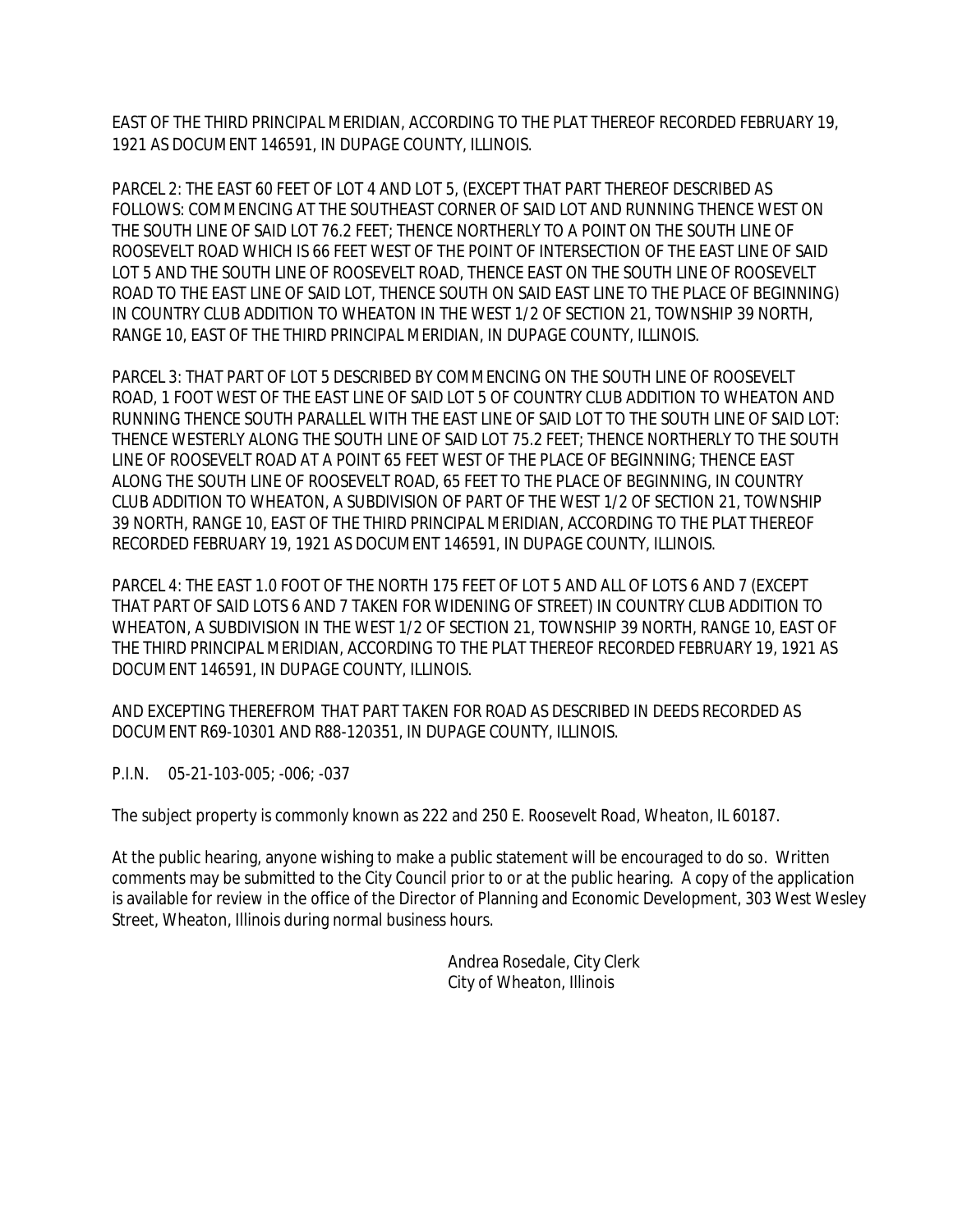EAST OF THE THIRD PRINCIPAL MERIDIAN, ACCORDING TO THE PLAT THEREOF RECORDED FEBRUARY 19, 1921 AS DOCUMENT 146591, IN DUPAGE COUNTY, ILLINOIS.

PARCEL 2: THE EAST 60 FEET OF LOT 4 AND LOT 5, (EXCEPT THAT PART THEREOF DESCRIBED AS FOLLOWS: COMMENCING AT THE SOUTHEAST CORNER OF SAID LOT AND RUNNING THENCE WEST ON THE SOUTH LINE OF SAID LOT 76.2 FEET; THENCE NORTHERLY TO A POINT ON THE SOUTH LINE OF ROOSEVELT ROAD WHICH IS 66 FEET WEST OF THE POINT OF INTERSECTION OF THE EAST LINE OF SAID LOT 5 AND THE SOUTH LINE OF ROOSEVELT ROAD, THENCE EAST ON THE SOUTH LINE OF ROOSEVELT ROAD TO THE EAST LINE OF SAID LOT, THENCE SOUTH ON SAID EAST LINE TO THE PLACE OF BEGINNING) IN COUNTRY CLUB ADDITION TO WHEATON IN THE WEST 1/2 OF SECTION 21, TOWNSHIP 39 NORTH, RANGE 10, EAST OF THE THIRD PRINCIPAL MERIDIAN, IN DUPAGE COUNTY, ILLINOIS.

PARCEL 3: THAT PART OF LOT 5 DESCRIBED BY COMMENCING ON THE SOUTH LINE OF ROOSEVELT ROAD, 1 FOOT WEST OF THE EAST LINE OF SAID LOT 5 OF COUNTRY CLUB ADDITION TO WHEATON AND RUNNING THENCE SOUTH PARALLEL WITH THE EAST LINE OF SAID LOT TO THE SOUTH LINE OF SAID LOT: THENCE WESTERLY ALONG THE SOUTH LINE OF SAID LOT 75.2 FEET; THENCE NORTHERLY TO THE SOUTH LINE OF ROOSEVELT ROAD AT A POINT 65 FEET WEST OF THE PLACE OF BEGINNING; THENCE EAST ALONG THE SOUTH LINE OF ROOSEVELT ROAD, 65 FEET TO THE PLACE OF BEGINNING, IN COUNTRY CLUB ADDITION TO WHEATON, A SUBDIVISION OF PART OF THE WEST 1/2 OF SECTION 21, TOWNSHIP 39 NORTH, RANGE 10, EAST OF THE THIRD PRINCIPAL MERIDIAN, ACCORDING TO THE PLAT THEREOF RECORDED FEBRUARY 19, 1921 AS DOCUMENT 146591, IN DUPAGE COUNTY, ILLINOIS.

PARCEL 4: THE EAST 1.0 FOOT OF THE NORTH 175 FEET OF LOT 5 AND ALL OF LOTS 6 AND 7 (EXCEPT THAT PART OF SAID LOTS 6 AND 7 TAKEN FOR WIDENING OF STREET) IN COUNTRY CLUB ADDITION TO WHEATON, A SUBDIVISION IN THE WEST 1/2 OF SECTION 21, TOWNSHIP 39 NORTH, RANGE 10, EAST OF THE THIRD PRINCIPAL MERIDIAN, ACCORDING TO THE PLAT THEREOF RECORDED FEBRUARY 19, 1921 AS DOCUMENT 146591, IN DUPAGE COUNTY, ILLINOIS.

AND EXCEPTING THEREFROM THAT PART TAKEN FOR ROAD AS DESCRIBED IN DEEDS RECORDED AS DOCUMENT R69-10301 AND R88-120351, IN DUPAGE COUNTY, ILLINOIS.

P.I.N. 05-21-103-005; -006; -037

The subject property is commonly known as 222 and 250 E. Roosevelt Road, Wheaton, IL 60187.

At the public hearing, anyone wishing to make a public statement will be encouraged to do so. Written comments may be submitted to the City Council prior to or at the public hearing. A copy of the application is available for review in the office of the Director of Planning and Economic Development, 303 West Wesley Street, Wheaton, Illinois during normal business hours.

Andrea Rosedale, City Clerk
City of Wheaton, Illinois